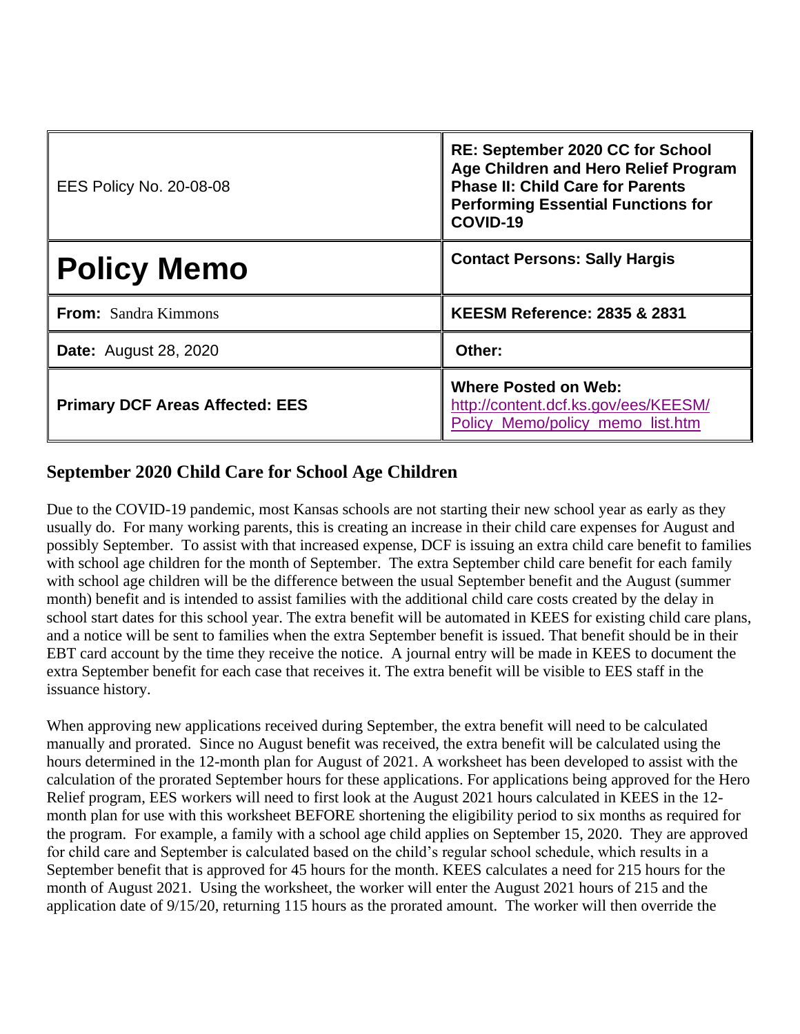| EES Policy No. 20-08-08 | **RE: September 2020 CC for School Age Children and Hero Relief Program Phase II: Child Care for Parents Performing Essential Functions for COVID-19** |
|---|---|
| **Policy Memo** | **Contact Persons: Sally Hargis** |
| **From:** Sandra Kimmons | **KEESM Reference: 2835 & 2831** |
| **Date:** August 28, 2020 | **Other:** |
| **Primary DCF Areas Affected: EES** | **Where Posted on Web:** http://content.dcf.ks.gov/ees/KEESM/Policy_Memo/policy_memo_list.htm |

## September 2020 Child Care for School Age Children

Due to the COVID-19 pandemic, most Kansas schools are not starting their new school year as early as they usually do. For many working parents, this is creating an increase in their child care expenses for August and possibly September. To assist with that increased expense, DCF is issuing an extra child care benefit to families with school age children for the month of September. The extra September child care benefit for each family with school age children will be the difference between the usual September benefit and the August (summer month) benefit and is intended to assist families with the additional child care costs created by the delay in school start dates for this school year. The extra benefit will be automated in KEES for existing child care plans, and a notice will be sent to families when the extra September benefit is issued. That benefit should be in their EBT card account by the time they receive the notice. A journal entry will be made in KEES to document the extra September benefit for each case that receives it. The extra benefit will be visible to EES staff in the issuance history.

When approving new applications received during September, the extra benefit will need to be calculated manually and prorated. Since no August benefit was received, the extra benefit will be calculated using the hours determined in the 12-month plan for August of 2021. A worksheet has been developed to assist with the calculation of the prorated September hours for these applications. For applications being approved for the Hero Relief program, EES workers will need to first look at the August 2021 hours calculated in KEES in the 12-month plan for use with this worksheet BEFORE shortening the eligibility period to six months as required for the program. For example, a family with a school age child applies on September 15, 2020. They are approved for child care and September is calculated based on the child's regular school schedule, which results in a September benefit that is approved for 45 hours for the month. KEES calculates a need for 215 hours for the month of August 2021. Using the worksheet, the worker will enter the August 2021 hours of 215 and the application date of 9/15/20, returning 115 hours as the prorated amount. The worker will then override the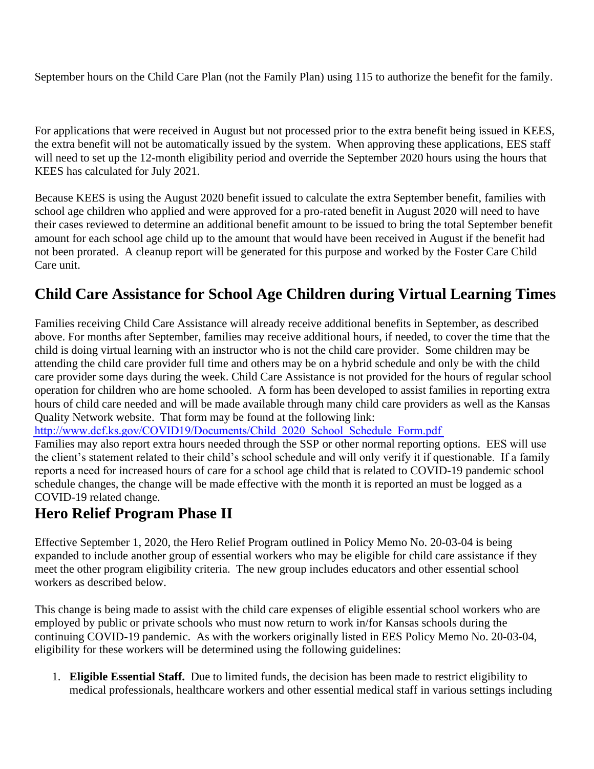September hours on the Child Care Plan (not the Family Plan) using 115 to authorize the benefit for the family.

For applications that were received in August but not processed prior to the extra benefit being issued in KEES, the extra benefit will not be automatically issued by the system. When approving these applications, EES staff will need to set up the 12-month eligibility period and override the September 2020 hours using the hours that KEES has calculated for July 2021.

Because KEES is using the August 2020 benefit issued to calculate the extra September benefit, families with school age children who applied and were approved for a pro-rated benefit in August 2020 will need to have their cases reviewed to determine an additional benefit amount to be issued to bring the total September benefit amount for each school age child up to the amount that would have been received in August if the benefit had not been prorated. A cleanup report will be generated for this purpose and worked by the Foster Care Child Care unit.

## Child Care Assistance for School Age Children during Virtual Learning Times

Families receiving Child Care Assistance will already receive additional benefits in September, as described above. For months after September, families may receive additional hours, if needed, to cover the time that the child is doing virtual learning with an instructor who is not the child care provider. Some children may be attending the child care provider full time and others may be on a hybrid schedule and only be with the child care provider some days during the week. Child Care Assistance is not provided for the hours of regular school operation for children who are home schooled. A form has been developed to assist families in reporting extra hours of child care needed and will be made available through many child care providers as well as the Kansas Quality Network website. That form may be found at the following link:
http://www.dcf.ks.gov/COVID19/Documents/Child_2020_School_Schedule_Form.pdf
Families may also report extra hours needed through the SSP or other normal reporting options. EES will use the client's statement related to their child's school schedule and will only verify it if questionable. If a family reports a need for increased hours of care for a school age child that is related to COVID-19 pandemic school schedule changes, the change will be made effective with the month it is reported an must be logged as a COVID-19 related change.

## Hero Relief Program Phase II

Effective September 1, 2020, the Hero Relief Program outlined in Policy Memo No. 20-03-04 is being expanded to include another group of essential workers who may be eligible for child care assistance if they meet the other program eligibility criteria. The new group includes educators and other essential school workers as described below.

This change is being made to assist with the child care expenses of eligible essential school workers who are employed by public or private schools who must now return to work in/for Kansas schools during the continuing COVID-19 pandemic. As with the workers originally listed in EES Policy Memo No. 20-03-04, eligibility for these workers will be determined using the following guidelines:

1. **Eligible Essential Staff.** Due to limited funds, the decision has been made to restrict eligibility to medical professionals, healthcare workers and other essential medical staff in various settings including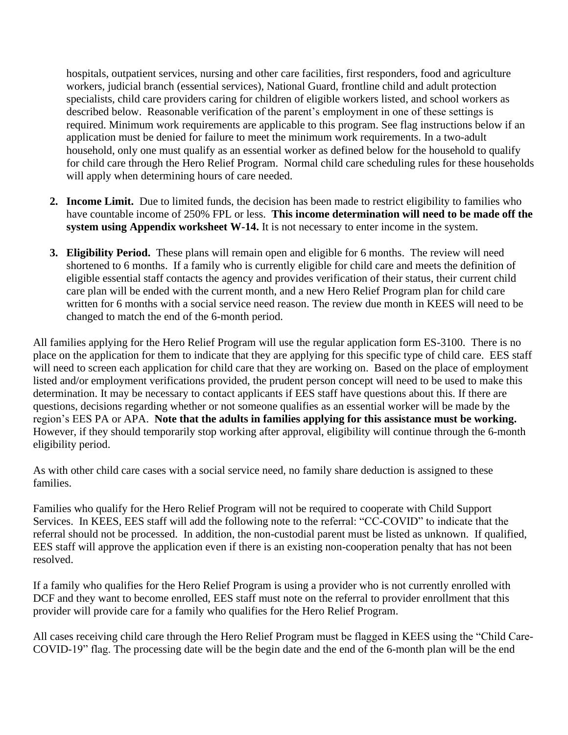hospitals, outpatient services, nursing and other care facilities, first responders, food and agriculture workers, judicial branch (essential services), National Guard, frontline child and adult protection specialists, child care providers caring for children of eligible workers listed, and school workers as described below. Reasonable verification of the parent's employment in one of these settings is required. Minimum work requirements are applicable to this program. See flag instructions below if an application must be denied for failure to meet the minimum work requirements. In a two-adult household, only one must qualify as an essential worker as defined below for the household to qualify for child care through the Hero Relief Program. Normal child care scheduling rules for these households will apply when determining hours of care needed.

2. **Income Limit.** Due to limited funds, the decision has been made to restrict eligibility to families who have countable income of 250% FPL or less. **This income determination will need to be made off the system using Appendix worksheet W-14.** It is not necessary to enter income in the system.

3. **Eligibility Period.** These plans will remain open and eligible for 6 months. The review will need shortened to 6 months. If a family who is currently eligible for child care and meets the definition of eligible essential staff contacts the agency and provides verification of their status, their current child care plan will be ended with the current month, and a new Hero Relief Program plan for child care written for 6 months with a social service need reason. The review due month in KEES will need to be changed to match the end of the 6-month period.

All families applying for the Hero Relief Program will use the regular application form ES-3100. There is no place on the application for them to indicate that they are applying for this specific type of child care. EES staff will need to screen each application for child care that they are working on. Based on the place of employment listed and/or employment verifications provided, the prudent person concept will need to be used to make this determination. It may be necessary to contact applicants if EES staff have questions about this. If there are questions, decisions regarding whether or not someone qualifies as an essential worker will be made by the region's EES PA or APA. **Note that the adults in families applying for this assistance must be working.** However, if they should temporarily stop working after approval, eligibility will continue through the 6-month eligibility period.

As with other child care cases with a social service need, no family share deduction is assigned to these families.

Families who qualify for the Hero Relief Program will not be required to cooperate with Child Support Services. In KEES, EES staff will add the following note to the referral: "CC-COVID" to indicate that the referral should not be processed. In addition, the non-custodial parent must be listed as unknown. If qualified, EES staff will approve the application even if there is an existing non-cooperation penalty that has not been resolved.

If a family who qualifies for the Hero Relief Program is using a provider who is not currently enrolled with DCF and they want to become enrolled, EES staff must note on the referral to provider enrollment that this provider will provide care for a family who qualifies for the Hero Relief Program.

All cases receiving child care through the Hero Relief Program must be flagged in KEES using the "Child Care-COVID-19" flag. The processing date will be the begin date and the end of the 6-month plan will be the end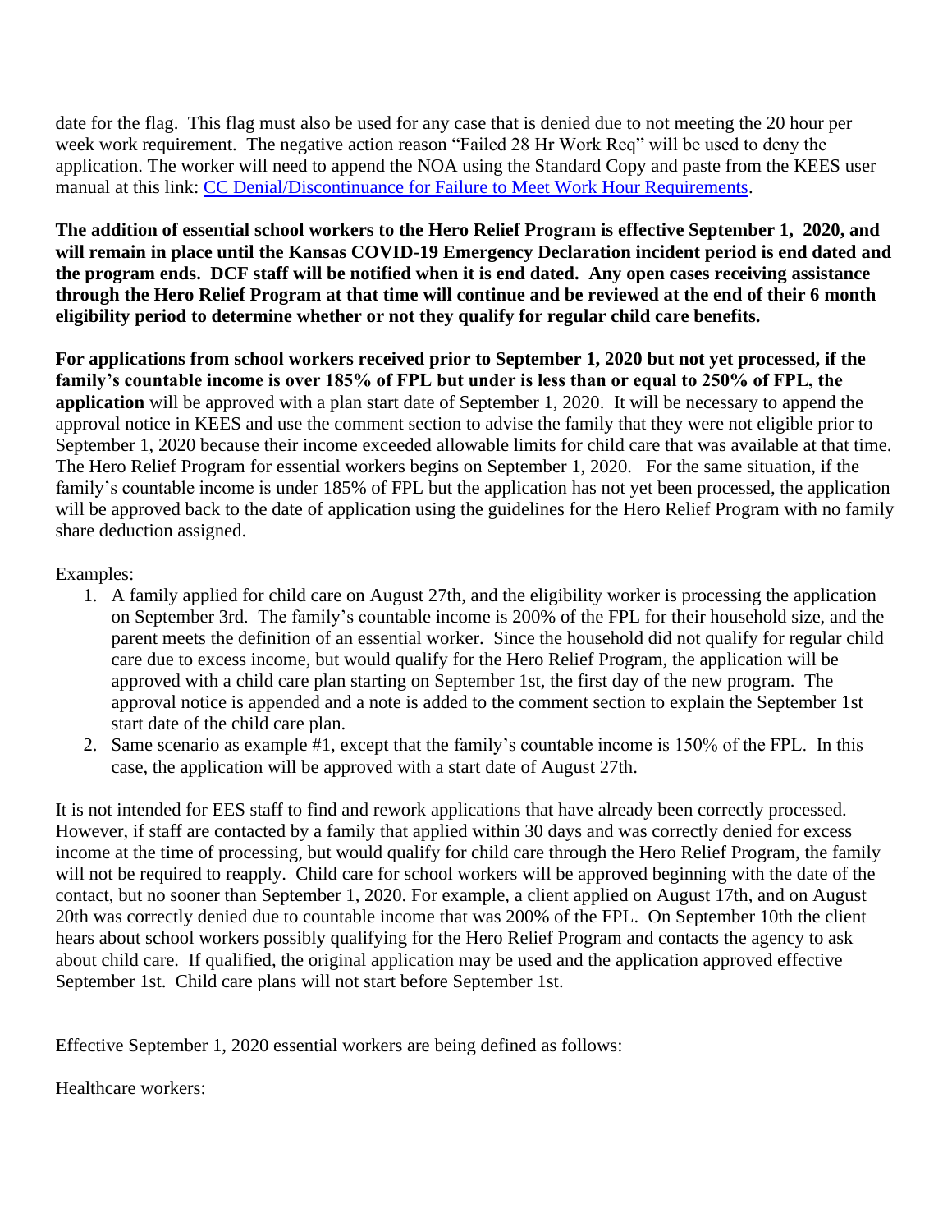date for the flag. This flag must also be used for any case that is denied due to not meeting the 20 hour per week work requirement. The negative action reason "Failed 28 Hr Work Req" will be used to deny the application. The worker will need to append the NOA using the Standard Copy and paste from the KEES user manual at this link: [CC Denial/Discontinuance for Failure to Meet Work Hour Requirements](CC Denial/Discontinuance for Failure to Meet Work Hour Requirements).

**The addition of essential school workers to the Hero Relief Program is effective September 1, 2020, and will remain in place until the Kansas COVID-19 Emergency Declaration incident period is end dated and the program ends. DCF staff will be notified when it is end dated. Any open cases receiving assistance through the Hero Relief Program at that time will continue and be reviewed at the end of their 6 month eligibility period to determine whether or not they qualify for regular child care benefits.**

**For applications from school workers received prior to September 1, 2020 but not yet processed, if the family's countable income is over 185% of FPL but under is less than or equal to 250% of FPL, the application** will be approved with a plan start date of September 1, 2020. It will be necessary to append the approval notice in KEES and use the comment section to advise the family that they were not eligible prior to September 1, 2020 because their income exceeded allowable limits for child care that was available at that time. The Hero Relief Program for essential workers begins on September 1, 2020. For the same situation, if the family's countable income is under 185% of FPL but the application has not yet been processed, the application will be approved back to the date of application using the guidelines for the Hero Relief Program with no family share deduction assigned.

Examples:

1. A family applied for child care on August 27th, and the eligibility worker is processing the application on September 3rd. The family's countable income is 200% of the FPL for their household size, and the parent meets the definition of an essential worker. Since the household did not qualify for regular child care due to excess income, but would qualify for the Hero Relief Program, the application will be approved with a child care plan starting on September 1st, the first day of the new program. The approval notice is appended and a note is added to the comment section to explain the September 1st start date of the child care plan.
2. Same scenario as example #1, except that the family's countable income is 150% of the FPL. In this case, the application will be approved with a start date of August 27th.

It is not intended for EES staff to find and rework applications that have already been correctly processed. However, if staff are contacted by a family that applied within 30 days and was correctly denied for excess income at the time of processing, but would qualify for child care through the Hero Relief Program, the family will not be required to reapply. Child care for school workers will be approved beginning with the date of the contact, but no sooner than September 1, 2020. For example, a client applied on August 17th, and on August 20th was correctly denied due to countable income that was 200% of the FPL. On September 10th the client hears about school workers possibly qualifying for the Hero Relief Program and contacts the agency to ask about child care. If qualified, the original application may be used and the application approved effective September 1st. Child care plans will not start before September 1st.

Effective September 1, 2020 essential workers are being defined as follows:

Healthcare workers: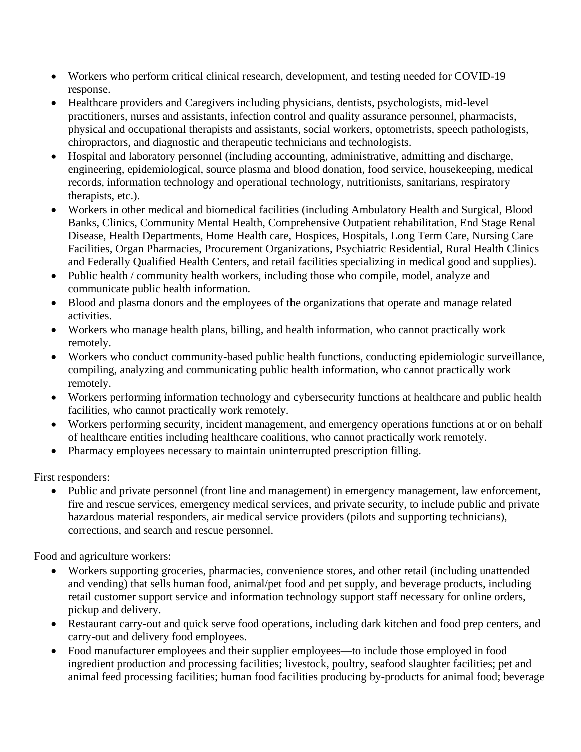- Workers who perform critical clinical research, development, and testing needed for COVID-19 response.
- Healthcare providers and Caregivers including physicians, dentists, psychologists, mid-level practitioners, nurses and assistants, infection control and quality assurance personnel, pharmacists, physical and occupational therapists and assistants, social workers, optometrists, speech pathologists, chiropractors, and diagnostic and therapeutic technicians and technologists.
- Hospital and laboratory personnel (including accounting, administrative, admitting and discharge, engineering, epidemiological, source plasma and blood donation, food service, housekeeping, medical records, information technology and operational technology, nutritionists, sanitarians, respiratory therapists, etc.).
- Workers in other medical and biomedical facilities (including Ambulatory Health and Surgical, Blood Banks, Clinics, Community Mental Health, Comprehensive Outpatient rehabilitation, End Stage Renal Disease, Health Departments, Home Health care, Hospices, Hospitals, Long Term Care, Nursing Care Facilities, Organ Pharmacies, Procurement Organizations, Psychiatric Residential, Rural Health Clinics and Federally Qualified Health Centers, and retail facilities specializing in medical good and supplies).
- Public health / community health workers, including those who compile, model, analyze and communicate public health information.
- Blood and plasma donors and the employees of the organizations that operate and manage related activities.
- Workers who manage health plans, billing, and health information, who cannot practically work remotely.
- Workers who conduct community-based public health functions, conducting epidemiologic surveillance, compiling, analyzing and communicating public health information, who cannot practically work remotely.
- Workers performing information technology and cybersecurity functions at healthcare and public health facilities, who cannot practically work remotely.
- Workers performing security, incident management, and emergency operations functions at or on behalf of healthcare entities including healthcare coalitions, who cannot practically work remotely.
- Pharmacy employees necessary to maintain uninterrupted prescription filling.

First responders:

- Public and private personnel (front line and management) in emergency management, law enforcement, fire and rescue services, emergency medical services, and private security, to include public and private hazardous material responders, air medical service providers (pilots and supporting technicians), corrections, and search and rescue personnel.

Food and agriculture workers:

- Workers supporting groceries, pharmacies, convenience stores, and other retail (including unattended and vending) that sells human food, animal/pet food and pet supply, and beverage products, including retail customer support service and information technology support staff necessary for online orders, pickup and delivery.
- Restaurant carry-out and quick serve food operations, including dark kitchen and food prep centers, and carry-out and delivery food employees.
- Food manufacturer employees and their supplier employees—to include those employed in food ingredient production and processing facilities; livestock, poultry, seafood slaughter facilities; pet and animal feed processing facilities; human food facilities producing by-products for animal food; beverage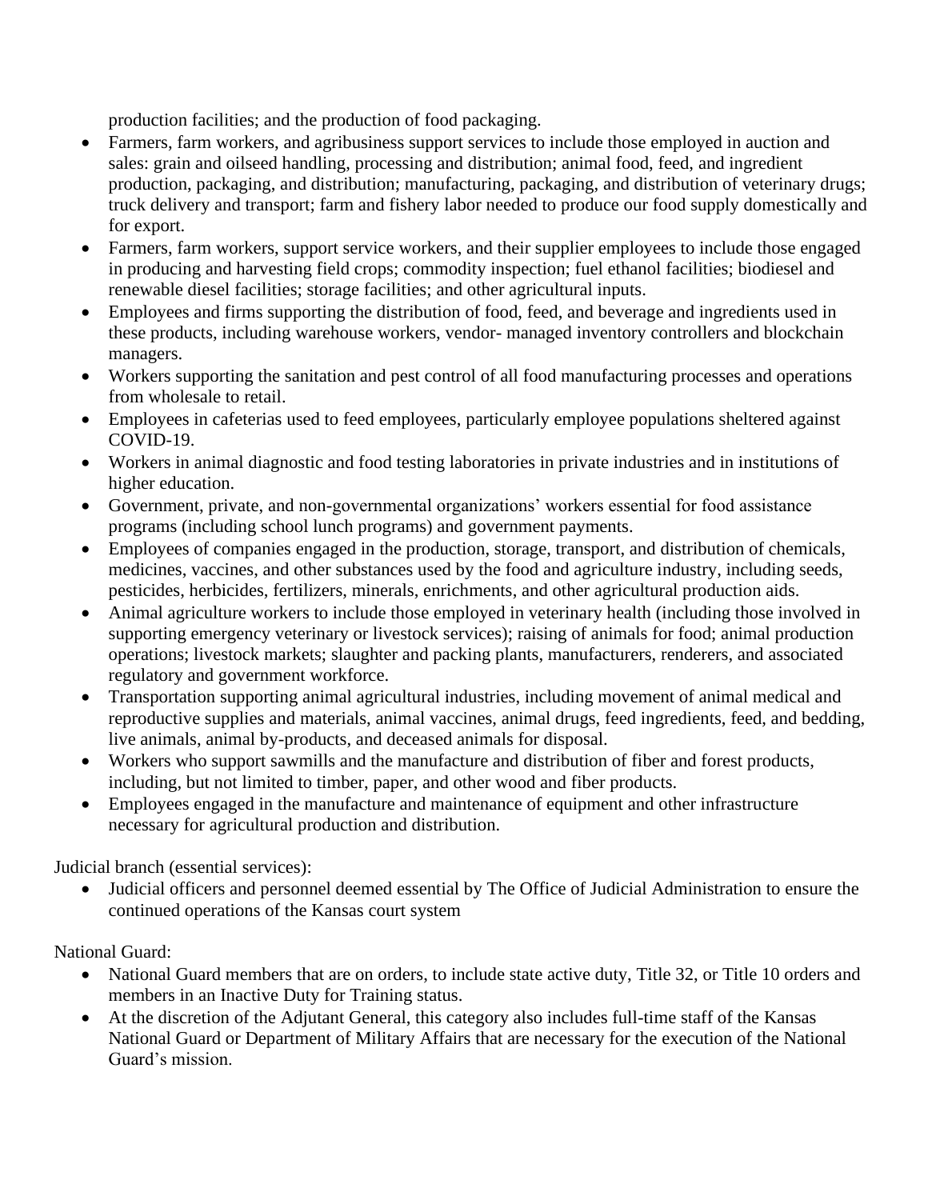production facilities; and the production of food packaging.

- Farmers, farm workers, and agribusiness support services to include those employed in auction and sales: grain and oilseed handling, processing and distribution; animal food, feed, and ingredient production, packaging, and distribution; manufacturing, packaging, and distribution of veterinary drugs; truck delivery and transport; farm and fishery labor needed to produce our food supply domestically and for export.
- Farmers, farm workers, support service workers, and their supplier employees to include those engaged in producing and harvesting field crops; commodity inspection; fuel ethanol facilities; biodiesel and renewable diesel facilities; storage facilities; and other agricultural inputs.
- Employees and firms supporting the distribution of food, feed, and beverage and ingredients used in these products, including warehouse workers, vendor- managed inventory controllers and blockchain managers.
- Workers supporting the sanitation and pest control of all food manufacturing processes and operations from wholesale to retail.
- Employees in cafeterias used to feed employees, particularly employee populations sheltered against COVID-19.
- Workers in animal diagnostic and food testing laboratories in private industries and in institutions of higher education.
- Government, private, and non-governmental organizations' workers essential for food assistance programs (including school lunch programs) and government payments.
- Employees of companies engaged in the production, storage, transport, and distribution of chemicals, medicines, vaccines, and other substances used by the food and agriculture industry, including seeds, pesticides, herbicides, fertilizers, minerals, enrichments, and other agricultural production aids.
- Animal agriculture workers to include those employed in veterinary health (including those involved in supporting emergency veterinary or livestock services); raising of animals for food; animal production operations; livestock markets; slaughter and packing plants, manufacturers, renderers, and associated regulatory and government workforce.
- Transportation supporting animal agricultural industries, including movement of animal medical and reproductive supplies and materials, animal vaccines, animal drugs, feed ingredients, feed, and bedding, live animals, animal by-products, and deceased animals for disposal.
- Workers who support sawmills and the manufacture and distribution of fiber and forest products, including, but not limited to timber, paper, and other wood and fiber products.
- Employees engaged in the manufacture and maintenance of equipment and other infrastructure necessary for agricultural production and distribution.

Judicial branch (essential services):

- Judicial officers and personnel deemed essential by The Office of Judicial Administration to ensure the continued operations of the Kansas court system

National Guard:

- National Guard members that are on orders, to include state active duty, Title 32, or Title 10 orders and members in an Inactive Duty for Training status.
- At the discretion of the Adjutant General, this category also includes full-time staff of the Kansas National Guard or Department of Military Affairs that are necessary for the execution of the National Guard's mission.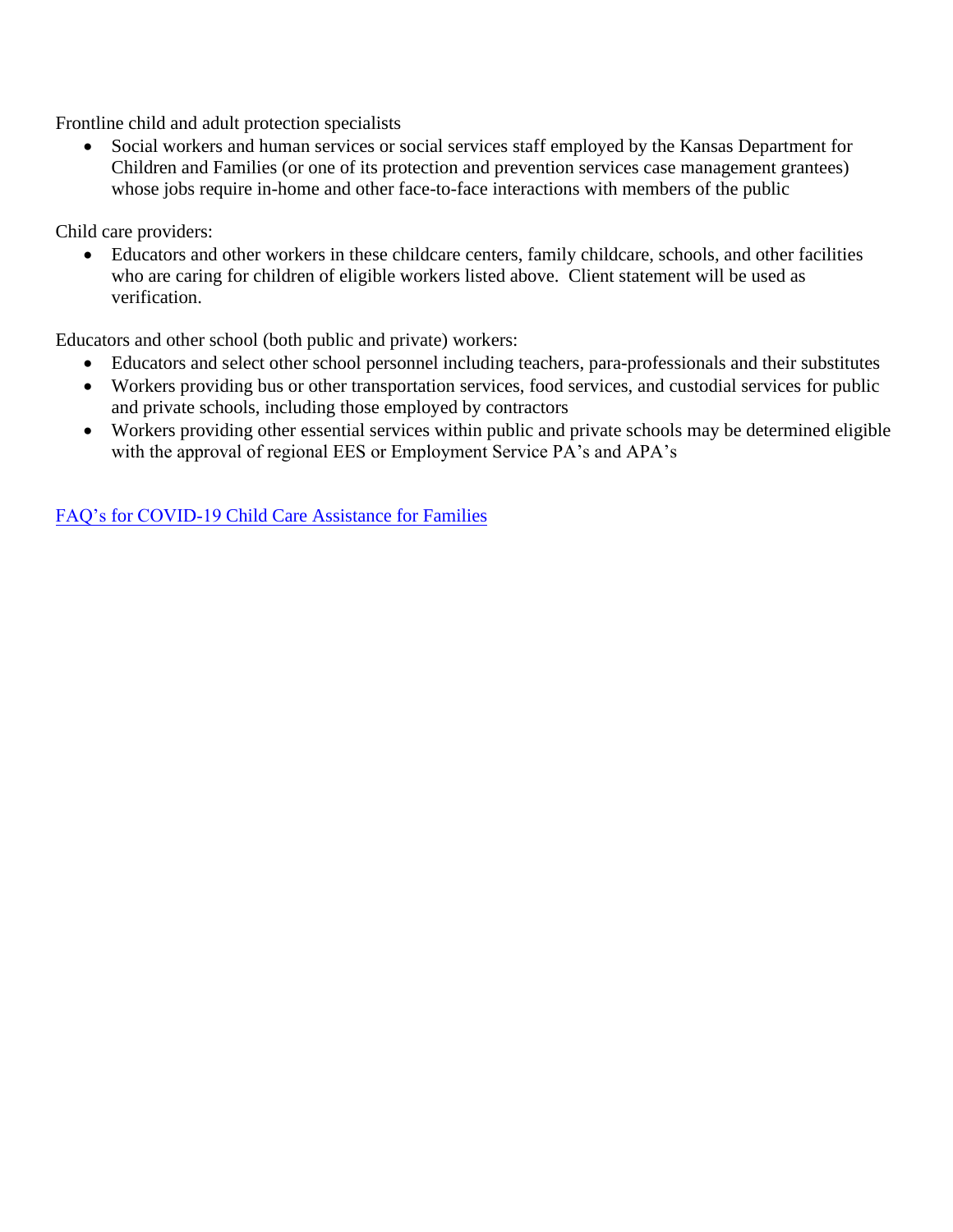Frontline child and adult protection specialists

- Social workers and human services or social services staff employed by the Kansas Department for Children and Families (or one of its protection and prevention services case management grantees) whose jobs require in-home and other face-to-face interactions with members of the public

Child care providers:

- Educators and other workers in these childcare centers, family childcare, schools, and other facilities who are caring for children of eligible workers listed above. Client statement will be used as verification.

Educators and other school (both public and private) workers:

- Educators and select other school personnel including teachers, para-professionals and their substitutes
- Workers providing bus or other transportation services, food services, and custodial services for public and private schools, including those employed by contractors
- Workers providing other essential services within public and private schools may be determined eligible with the approval of regional EES or Employment Service PA's and APA's

FAQ's for COVID-19 Child Care Assistance for Families